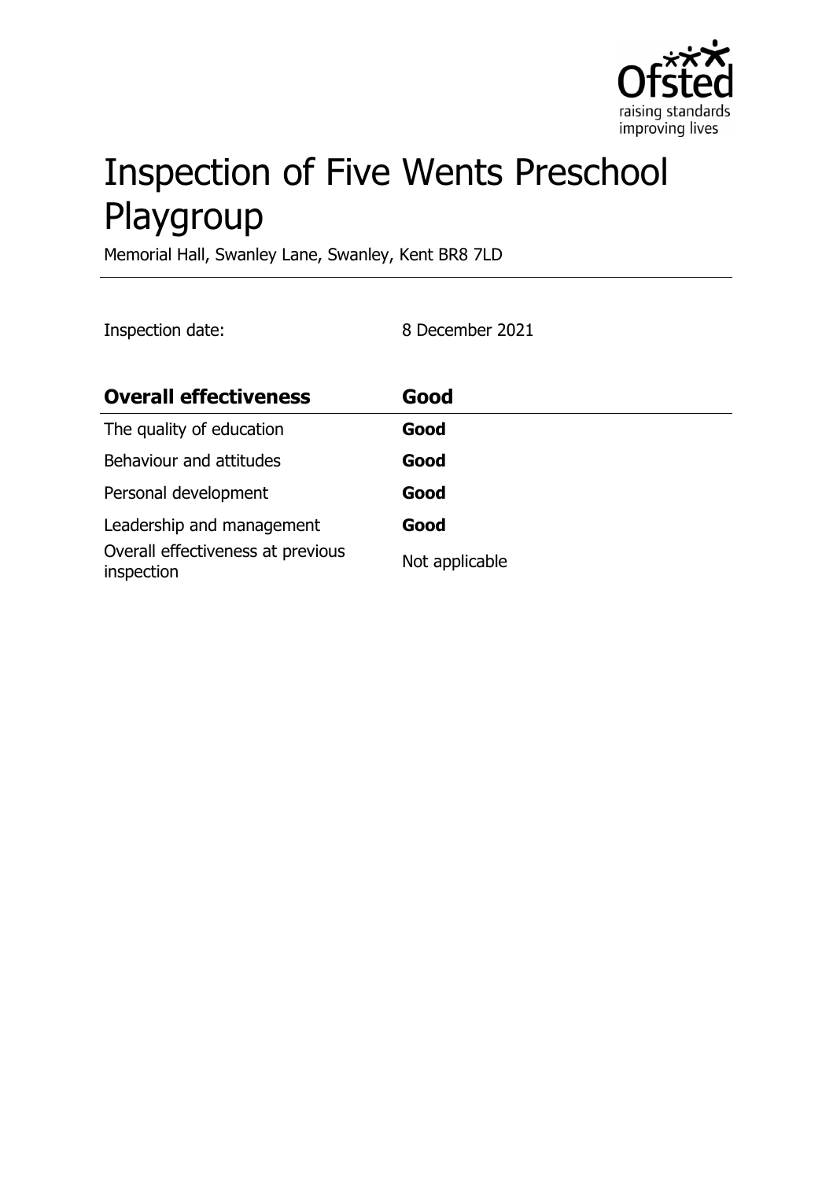# Inspection of Five Wents Preschool Playgroup

Memorial Hall, Swanley Lane, Swanley, Kent BR8 7LD

Inspection date: 8 December 2021

| **Overall effectiveness** | **Good** |
| --- | --- |
| The quality of education | **Good** |
| Behaviour and attitudes | **Good** |
| Personal development | **Good** |
| Leadership and management | **Good** |
| Overall effectiveness at previous inspection | Not applicable |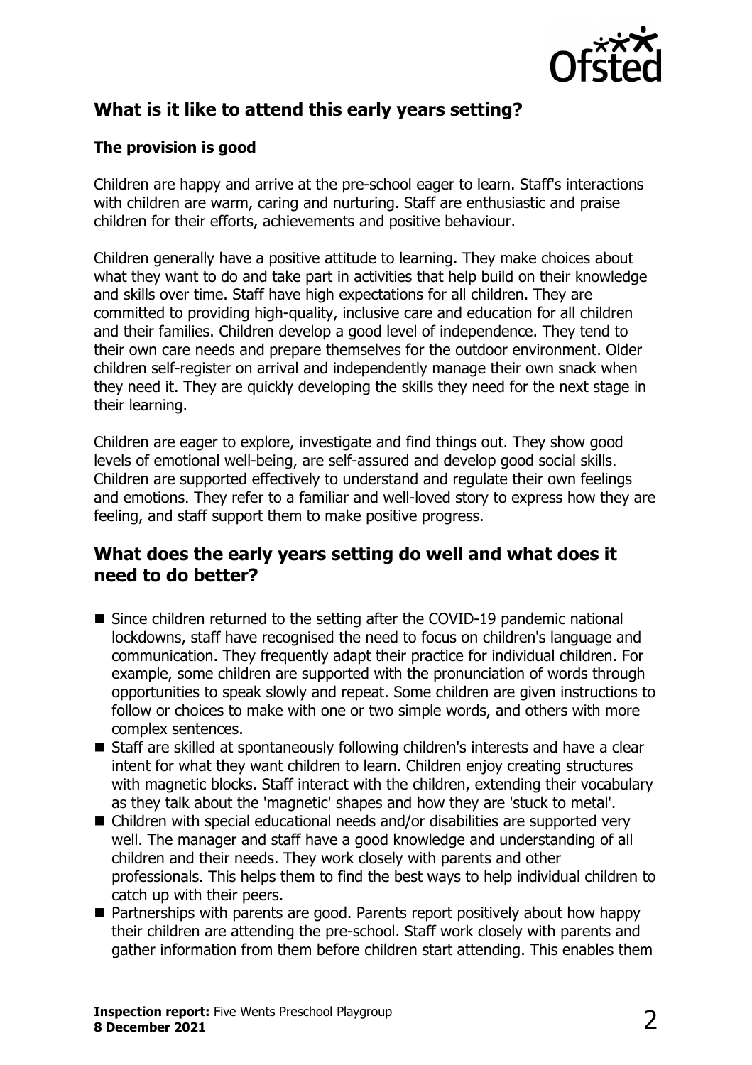## What is it like to attend this early years setting?

### The provision is good

Children are happy and arrive at the pre-school eager to learn. Staff's interactions with children are warm, caring and nurturing. Staff are enthusiastic and praise children for their efforts, achievements and positive behaviour.

Children generally have a positive attitude to learning. They make choices about what they want to do and take part in activities that help build on their knowledge and skills over time. Staff have high expectations for all children. They are committed to providing high-quality, inclusive care and education for all children and their families. Children develop a good level of independence. They tend to their own care needs and prepare themselves for the outdoor environment. Older children self-register on arrival and independently manage their own snack when they need it. They are quickly developing the skills they need for the next stage in their learning.

Children are eager to explore, investigate and find things out. They show good levels of emotional well-being, are self-assured and develop good social skills. Children are supported effectively to understand and regulate their own feelings and emotions. They refer to a familiar and well-loved story to express how they are feeling, and staff support them to make positive progress.

## What does the early years setting do well and what does it need to do better?

- Since children returned to the setting after the COVID-19 pandemic national lockdowns, staff have recognised the need to focus on children's language and communication. They frequently adapt their practice for individual children. For example, some children are supported with the pronunciation of words through opportunities to speak slowly and repeat. Some children are given instructions to follow or choices to make with one or two simple words, and others with more complex sentences.
- Staff are skilled at spontaneously following children's interests and have a clear intent for what they want children to learn. Children enjoy creating structures with magnetic blocks. Staff interact with the children, extending their vocabulary as they talk about the 'magnetic' shapes and how they are 'stuck to metal'.
- Children with special educational needs and/or disabilities are supported very well. The manager and staff have a good knowledge and understanding of all children and their needs. They work closely with parents and other professionals. This helps them to find the best ways to help individual children to catch up with their peers.
- Partnerships with parents are good. Parents report positively about how happy their children are attending the pre-school. Staff work closely with parents and gather information from them before children start attending. This enables them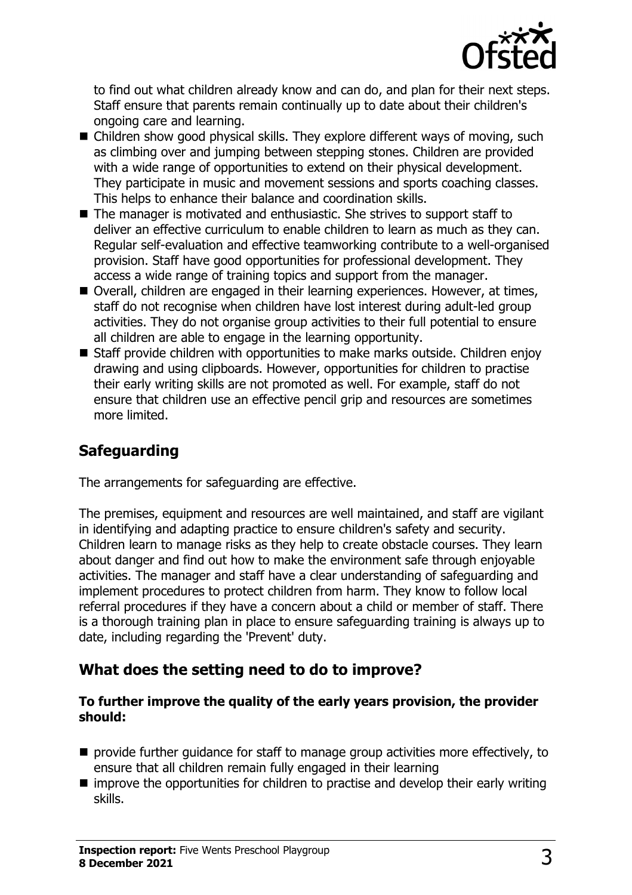to find out what children already know and can do, and plan for their next steps. Staff ensure that parents remain continually up to date about their children's ongoing care and learning.

- Children show good physical skills. They explore different ways of moving, such as climbing over and jumping between stepping stones. Children are provided with a wide range of opportunities to extend on their physical development. They participate in music and movement sessions and sports coaching classes. This helps to enhance their balance and coordination skills.
- The manager is motivated and enthusiastic. She strives to support staff to deliver an effective curriculum to enable children to learn as much as they can. Regular self-evaluation and effective teamworking contribute to a well-organised provision. Staff have good opportunities for professional development. They access a wide range of training topics and support from the manager.
- Overall, children are engaged in their learning experiences. However, at times, staff do not recognise when children have lost interest during adult-led group activities. They do not organise group activities to their full potential to ensure all children are able to engage in the learning opportunity.
- Staff provide children with opportunities to make marks outside. Children enjoy drawing and using clipboards. However, opportunities for children to practise their early writing skills are not promoted as well. For example, staff do not ensure that children use an effective pencil grip and resources are sometimes more limited.

## Safeguarding

The arrangements for safeguarding are effective.

The premises, equipment and resources are well maintained, and staff are vigilant in identifying and adapting practice to ensure children's safety and security. Children learn to manage risks as they help to create obstacle courses. They learn about danger and find out how to make the environment safe through enjoyable activities. The manager and staff have a clear understanding of safeguarding and implement procedures to protect children from harm. They know to follow local referral procedures if they have a concern about a child or member of staff. There is a thorough training plan in place to ensure safeguarding training is always up to date, including regarding the 'Prevent' duty.

## What does the setting need to do to improve?

**To further improve the quality of the early years provision, the provider should:**

- provide further guidance for staff to manage group activities more effectively, to ensure that all children remain fully engaged in their learning
- improve the opportunities for children to practise and develop their early writing skills.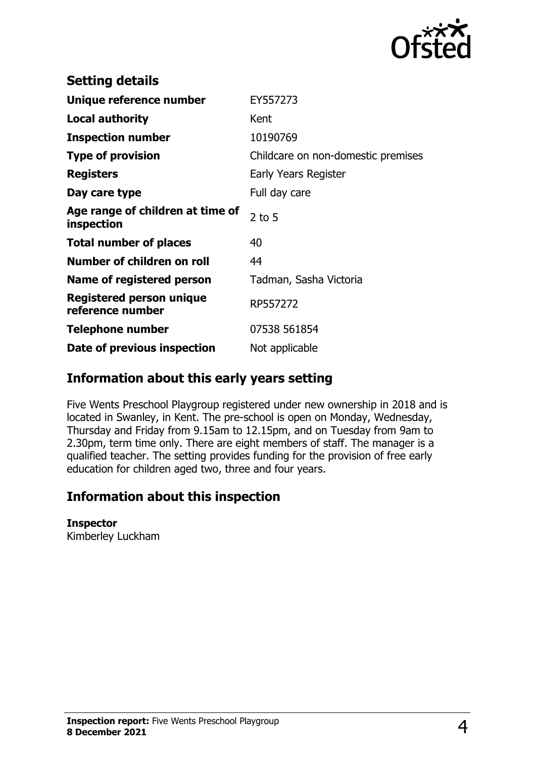## Setting details

| | |
|---|---|
| **Unique reference number** | EY557273 |
| **Local authority** | Kent |
| **Inspection number** | 10190769 |
| **Type of provision** | Childcare on non-domestic premises |
| **Registers** | Early Years Register |
| **Day care type** | Full day care |
| **Age range of children at time of inspection** | 2 to 5 |
| **Total number of places** | 40 |
| **Number of children on roll** | 44 |
| **Name of registered person** | Tadman, Sasha Victoria |
| **Registered person unique reference number** | RP557272 |
| **Telephone number** | 07538 561854 |
| **Date of previous inspection** | Not applicable |

## Information about this early years setting

Five Wents Preschool Playgroup registered under new ownership in 2018 and is located in Swanley, in Kent. The pre-school is open on Monday, Wednesday, Thursday and Friday from 9.15am to 12.15pm, and on Tuesday from 9am to 2.30pm, term time only. There are eight members of staff. The manager is a qualified teacher. The setting provides funding for the provision of free early education for children aged two, three and four years.

## Information about this inspection

**Inspector**
Kimberley Luckham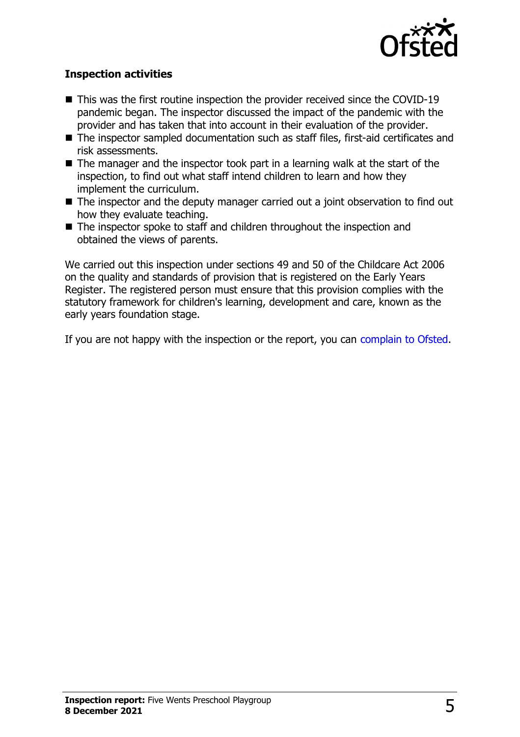### Inspection activities

- This was the first routine inspection the provider received since the COVID-19 pandemic began. The inspector discussed the impact of the pandemic with the provider and has taken that into account in their evaluation of the provider.
- The inspector sampled documentation such as staff files, first-aid certificates and risk assessments.
- The manager and the inspector took part in a learning walk at the start of the inspection, to find out what staff intend children to learn and how they implement the curriculum.
- The inspector and the deputy manager carried out a joint observation to find out how they evaluate teaching.
- The inspector spoke to staff and children throughout the inspection and obtained the views of parents.

We carried out this inspection under sections 49 and 50 of the Childcare Act 2006 on the quality and standards of provision that is registered on the Early Years Register. The registered person must ensure that this provision complies with the statutory framework for children's learning, development and care, known as the early years foundation stage.

If you are not happy with the inspection or the report, you can complain to Ofsted.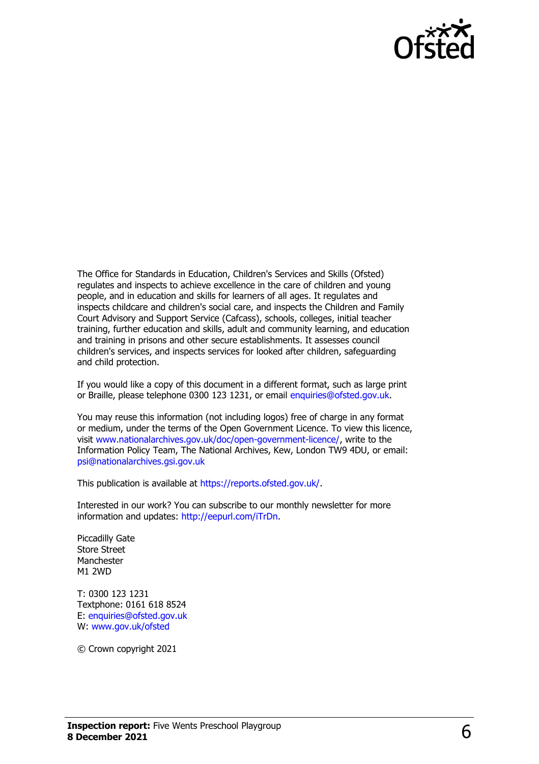The Office for Standards in Education, Children's Services and Skills (Ofsted) regulates and inspects to achieve excellence in the care of children and young people, and in education and skills for learners of all ages. It regulates and inspects childcare and children's social care, and inspects the Children and Family Court Advisory and Support Service (Cafcass), schools, colleges, initial teacher training, further education and skills, adult and community learning, and education and training in prisons and other secure establishments. It assesses council children's services, and inspects services for looked after children, safeguarding and child protection.

If you would like a copy of this document in a different format, such as large print or Braille, please telephone 0300 123 1231, or email enquiries@ofsted.gov.uk.

You may reuse this information (not including logos) free of charge in any format or medium, under the terms of the Open Government Licence. To view this licence, visit www.nationalarchives.gov.uk/doc/open-government-licence/, write to the Information Policy Team, The National Archives, Kew, London TW9 4DU, or email: psi@nationalarchives.gsi.gov.uk

This publication is available at https://reports.ofsted.gov.uk/.

Interested in our work? You can subscribe to our monthly newsletter for more information and updates: http://eepurl.com/iTrDn.

Piccadilly Gate
Store Street
Manchester
M1 2WD

T: 0300 123 1231
Textphone: 0161 618 8524
E: enquiries@ofsted.gov.uk
W: www.gov.uk/ofsted

© Crown copyright 2021